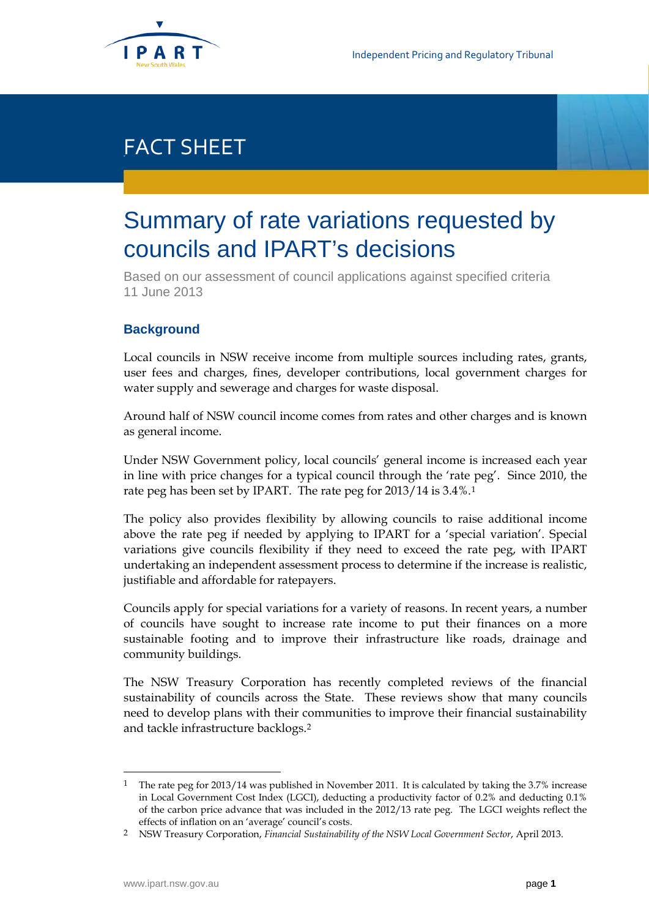# FACT SHEET

# Summary of rate variations requested by councils and IPART's decisions

Based on our assessment of council applications against specified criteria
11 June 2013

## Background

Local councils in NSW receive income from multiple sources including rates, grants, user fees and charges, fines, developer contributions, local government charges for water supply and sewerage and charges for waste disposal.

Around half of NSW council income comes from rates and other charges and is known as general income.

Under NSW Government policy, local councils' general income is increased each year in line with price changes for a typical council through the 'rate peg'. Since 2010, the rate peg has been set by IPART. The rate peg for 2013/14 is 3.4%.[1]

The policy also provides flexibility by allowing councils to raise additional income above the rate peg if needed by applying to IPART for a 'special variation'. Special variations give councils flexibility if they need to exceed the rate peg, with IPART undertaking an independent assessment process to determine if the increase is realistic, justifiable and affordable for ratepayers.

Councils apply for special variations for a variety of reasons. In recent years, a number of councils have sought to increase rate income to put their finances on a more sustainable footing and to improve their infrastructure like roads, drainage and community buildings.

The NSW Treasury Corporation has recently completed reviews of the financial sustainability of councils across the State. These reviews show that many councils need to develop plans with their communities to improve their financial sustainability and tackle infrastructure backlogs.[2]

---

[1] The rate peg for 2013/14 was published in November 2011. It is calculated by taking the 3.7% increase in Local Government Cost Index (LGCI), deducting a productivity factor of 0.2% and deducting 0.1% of the carbon price advance that was included in the 2012/13 rate peg. The LGCI weights reflect the effects of inflation on an 'average' council's costs.

[2] NSW Treasury Corporation, *Financial Sustainability of the NSW Local Government Sector*, April 2013.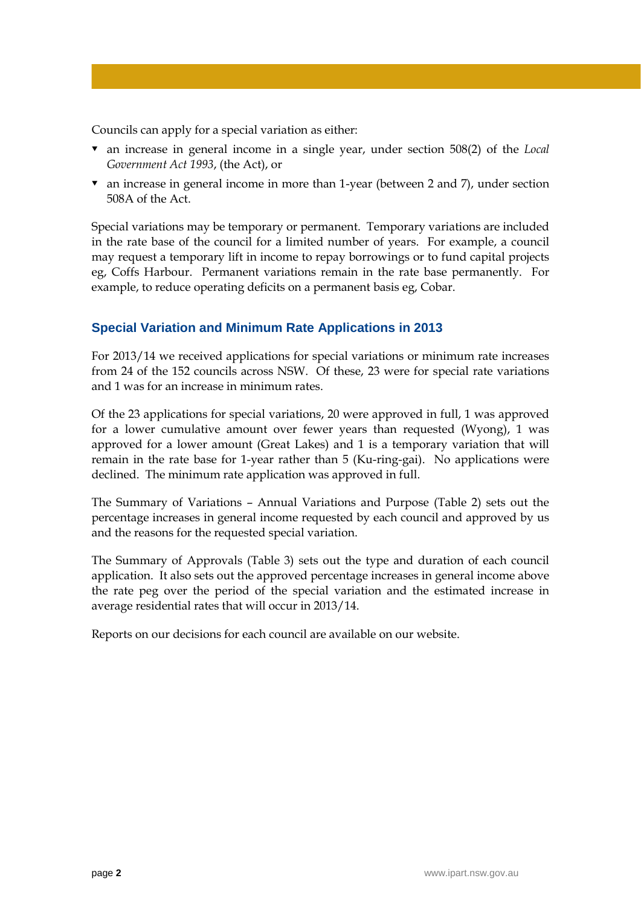Councils can apply for a special variation as either:

- an increase in general income in a single year, under section 508(2) of the *Local Government Act 1993*, (the Act), or
- an increase in general income in more than 1-year (between 2 and 7), under section 508A of the Act.

Special variations may be temporary or permanent. Temporary variations are included in the rate base of the council for a limited number of years. For example, a council may request a temporary lift in income to repay borrowings or to fund capital projects eg, Coffs Harbour. Permanent variations remain in the rate base permanently. For example, to reduce operating deficits on a permanent basis eg, Cobar.

## Special Variation and Minimum Rate Applications in 2013

For 2013/14 we received applications for special variations or minimum rate increases from 24 of the 152 councils across NSW. Of these, 23 were for special rate variations and 1 was for an increase in minimum rates.

Of the 23 applications for special variations, 20 were approved in full, 1 was approved for a lower cumulative amount over fewer years than requested (Wyong), 1 was approved for a lower amount (Great Lakes) and 1 is a temporary variation that will remain in the rate base for 1-year rather than 5 (Ku-ring-gai). No applications were declined. The minimum rate application was approved in full.

The Summary of Variations – Annual Variations and Purpose (Table 2) sets out the percentage increases in general income requested by each council and approved by us and the reasons for the requested special variation.

The Summary of Approvals (Table 3) sets out the type and duration of each council application. It also sets out the approved percentage increases in general income above the rate peg over the period of the special variation and the estimated increase in average residential rates that will occur in 2013/14.

Reports on our decisions for each council are available on our website.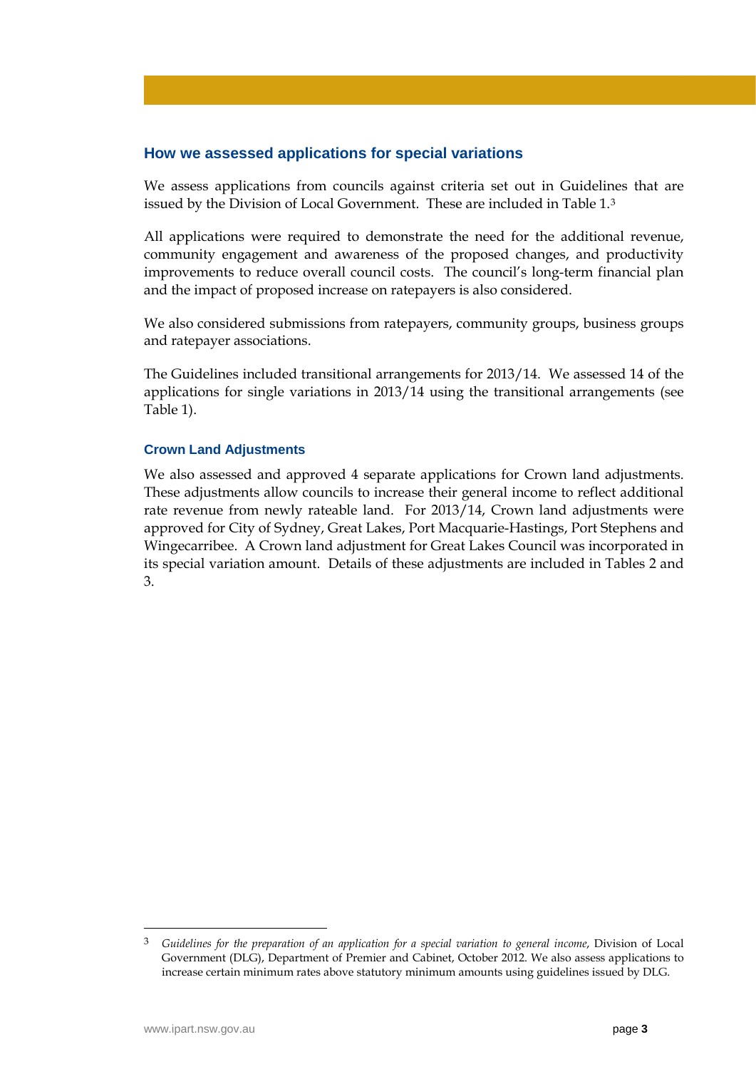## How we assessed applications for special variations

We assess applications from councils against criteria set out in Guidelines that are issued by the Division of Local Government. These are included in Table 1.[3]

All applications were required to demonstrate the need for the additional revenue, community engagement and awareness of the proposed changes, and productivity improvements to reduce overall council costs. The council's long-term financial plan and the impact of proposed increase on ratepayers is also considered.

We also considered submissions from ratepayers, community groups, business groups and ratepayer associations.

The Guidelines included transitional arrangements for 2013/14. We assessed 14 of the applications for single variations in 2013/14 using the transitional arrangements (see Table 1).

### Crown Land Adjustments

We also assessed and approved 4 separate applications for Crown land adjustments. These adjustments allow councils to increase their general income to reflect additional rate revenue from newly rateable land. For 2013/14, Crown land adjustments were approved for City of Sydney, Great Lakes, Port Macquarie-Hastings, Port Stephens and Wingecarribee. A Crown land adjustment for Great Lakes Council was incorporated in its special variation amount. Details of these adjustments are included in Tables 2 and 3.

---

[3] *Guidelines for the preparation of an application for a special variation to general income*, Division of Local Government (DLG), Department of Premier and Cabinet, October 2012. We also assess applications to increase certain minimum rates above statutory minimum amounts using guidelines issued by DLG.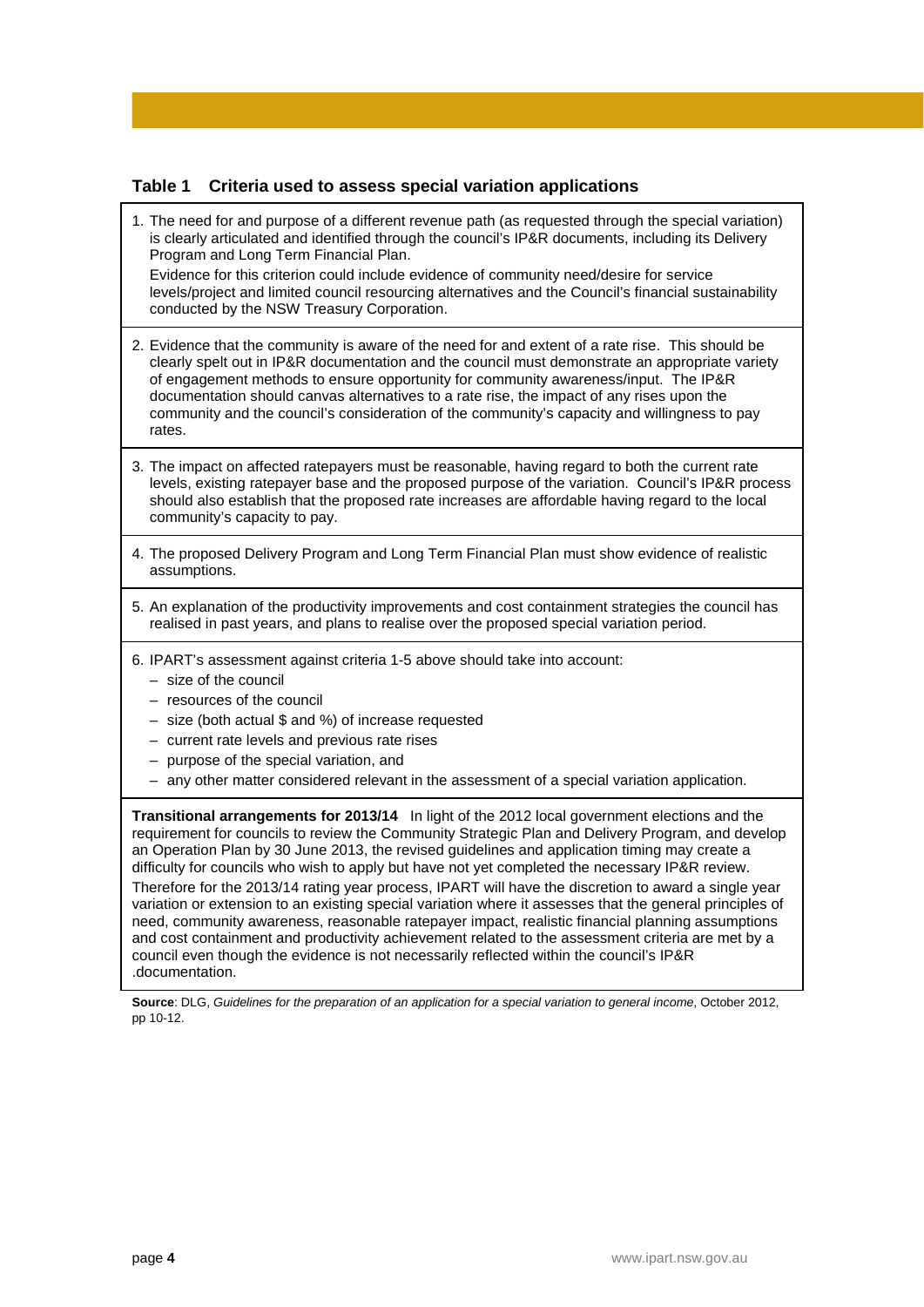**Table 1 Criteria used to assess special variation applications**

1. The need for and purpose of a different revenue path (as requested through the special variation) is clearly articulated and identified through the council's IP&R documents, including its Delivery Program and Long Term Financial Plan.

   Evidence for this criterion could include evidence of community need/desire for service levels/project and limited council resourcing alternatives and the Council's financial sustainability conducted by the NSW Treasury Corporation.

2. Evidence that the community is aware of the need for and extent of a rate rise. This should be clearly spelt out in IP&R documentation and the council must demonstrate an appropriate variety of engagement methods to ensure opportunity for community awareness/input. The IP&R documentation should canvas alternatives to a rate rise, the impact of any rises upon the community and the council's consideration of the community's capacity and willingness to pay rates.

3. The impact on affected ratepayers must be reasonable, having regard to both the current rate levels, existing ratepayer base and the proposed purpose of the variation. Council's IP&R process should also establish that the proposed rate increases are affordable having regard to the local community's capacity to pay.

4. The proposed Delivery Program and Long Term Financial Plan must show evidence of realistic assumptions.

5. An explanation of the productivity improvements and cost containment strategies the council has realised in past years, and plans to realise over the proposed special variation period.

6. IPART's assessment against criteria 1-5 above should take into account:
   - size of the council
   - resources of the council
   - size (both actual $ and %) of increase requested
   - current rate levels and previous rate rises
   - purpose of the special variation, and
   - any other matter considered relevant in the assessment of a special variation application.

**Transitional arrangements for 2013/14** In light of the 2012 local government elections and the requirement for councils to review the Community Strategic Plan and Delivery Program, and develop an Operation Plan by 30 June 2013, the revised guidelines and application timing may create a difficulty for councils who wish to apply but have not yet completed the necessary IP&R review.

Therefore for the 2013/14 rating year process, IPART will have the discretion to award a single year variation or extension to an existing special variation where it assesses that the general principles of need, community awareness, reasonable ratepayer impact, realistic financial planning assumptions and cost containment and productivity achievement related to the assessment criteria are met by a council even though the evidence is not necessarily reflected within the council's IP&R .documentation.

**Source**: DLG, *Guidelines for the preparation of an application for a special variation to general income*, October 2012, pp 10-12.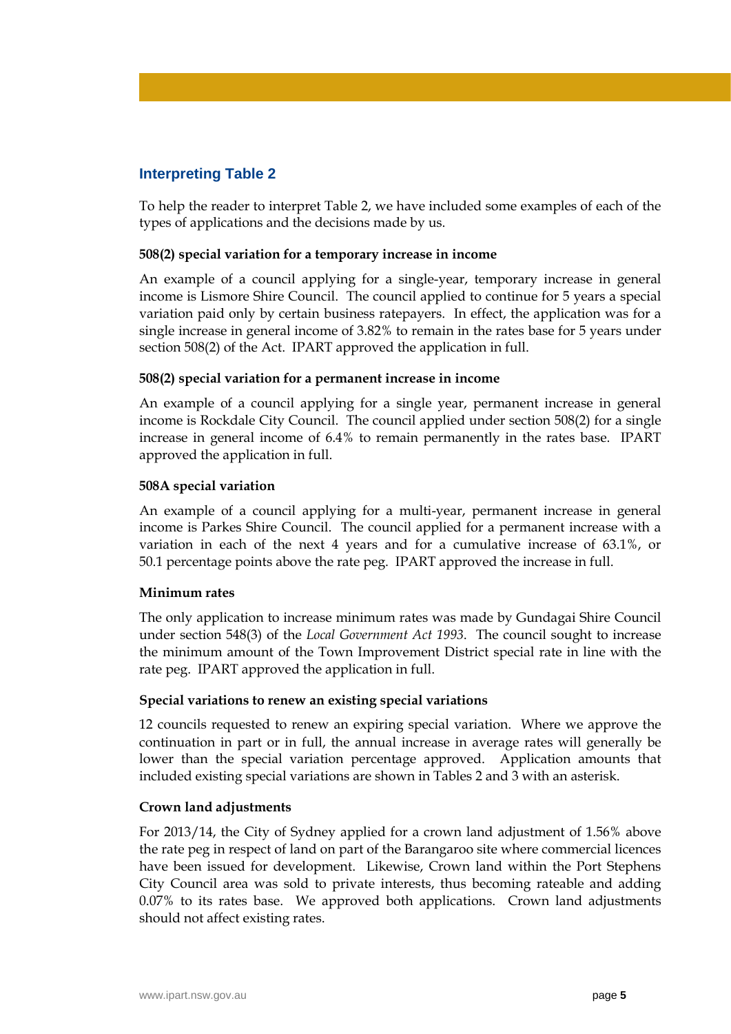## Interpreting Table 2

To help the reader to interpret Table 2, we have included some examples of each of the types of applications and the decisions made by us.

**508(2) special variation for a temporary increase in income**

An example of a council applying for a single-year, temporary increase in general income is Lismore Shire Council. The council applied to continue for 5 years a special variation paid only by certain business ratepayers. In effect, the application was for a single increase in general income of 3.82% to remain in the rates base for 5 years under section 508(2) of the Act. IPART approved the application in full.

**508(2) special variation for a permanent increase in income**

An example of a council applying for a single year, permanent increase in general income is Rockdale City Council. The council applied under section 508(2) for a single increase in general income of 6.4% to remain permanently in the rates base. IPART approved the application in full.

**508A special variation**

An example of a council applying for a multi-year, permanent increase in general income is Parkes Shire Council. The council applied for a permanent increase with a variation in each of the next 4 years and for a cumulative increase of 63.1%, or 50.1 percentage points above the rate peg. IPART approved the increase in full.

**Minimum rates**

The only application to increase minimum rates was made by Gundagai Shire Council under section 548(3) of the *Local Government Act 1993*. The council sought to increase the minimum amount of the Town Improvement District special rate in line with the rate peg. IPART approved the application in full.

**Special variations to renew an existing special variations**

12 councils requested to renew an expiring special variation. Where we approve the continuation in part or in full, the annual increase in average rates will generally be lower than the special variation percentage approved. Application amounts that included existing special variations are shown in Tables 2 and 3 with an asterisk.

**Crown land adjustments**

For 2013/14, the City of Sydney applied for a crown land adjustment of 1.56% above the rate peg in respect of land on part of the Barangaroo site where commercial licences have been issued for development. Likewise, Crown land within the Port Stephens City Council area was sold to private interests, thus becoming rateable and adding 0.07% to its rates base. We approved both applications. Crown land adjustments should not affect existing rates.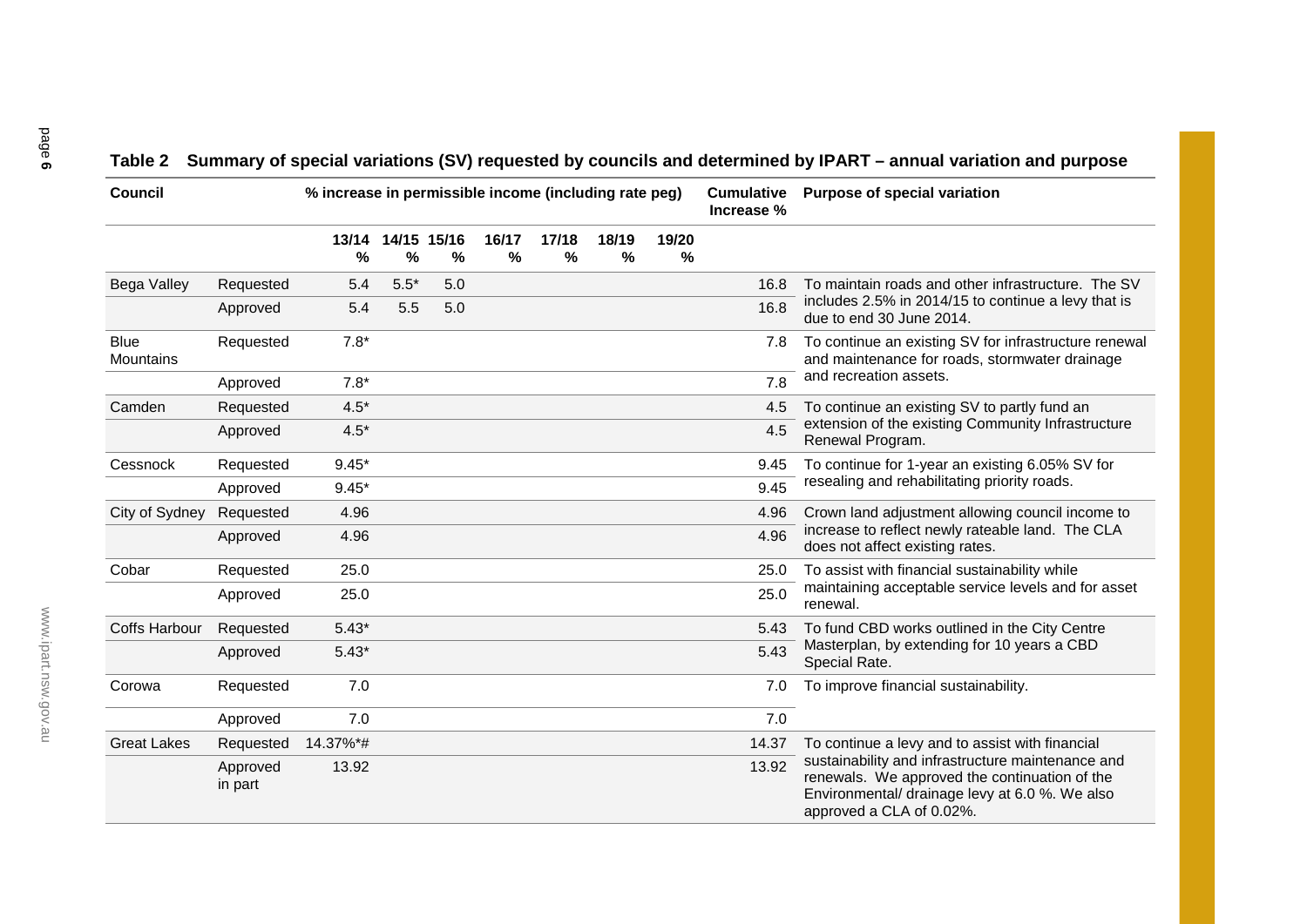**Table 2 Summary of special variations (SV) requested by councils and determined by IPART – annual variation and purpose**

| Council | | % increase in permissible income (including rate peg) | | | | | | | Cumulative Increase % | Purpose of special variation |
|---|---|---|---|---|---|---|---|---|---|---|
| | | 13/14 % | 14/15 % | 15/16 % | 16/17 % | 17/18 % | 18/19 % | 19/20 % | | |
| Bega Valley | Requested | 5.4 | 5.5* | 5.0 | | | | | 16.8 | To maintain roads and other infrastructure. The SV includes 2.5% in 2014/15 to continue a levy that is due to end 30 June 2014. |
| | Approved | 5.4 | 5.5 | 5.0 | | | | | 16.8 | |
| Blue Mountains | Requested | 7.8* | | | | | | | 7.8 | To continue an existing SV for infrastructure renewal and maintenance for roads, stormwater drainage and recreation assets. |
| | Approved | 7.8* | | | | | | | 7.8 | |
| Camden | Requested | 4.5* | | | | | | | 4.5 | To continue an existing SV to partly fund an extension of the existing Community Infrastructure Renewal Program. |
| | Approved | 4.5* | | | | | | | 4.5 | |
| Cessnock | Requested | 9.45* | | | | | | | 9.45 | To continue for 1-year an existing 6.05% SV for resealing and rehabilitating priority roads. |
| | Approved | 9.45* | | | | | | | 9.45 | |
| City of Sydney | Requested | 4.96 | | | | | | | 4.96 | Crown land adjustment allowing council income to increase to reflect newly rateable land. The CLA does not affect existing rates. |
| | Approved | 4.96 | | | | | | | 4.96 | |
| Cobar | Requested | 25.0 | | | | | | | 25.0 | To assist with financial sustainability while maintaining acceptable service levels and for asset renewal. |
| | Approved | 25.0 | | | | | | | 25.0 | |
| Coffs Harbour | Requested | 5.43* | | | | | | | 5.43 | To fund CBD works outlined in the City Centre Masterplan, by extending for 10 years a CBD Special Rate. |
| | Approved | 5.43* | | | | | | | 5.43 | |
| Corowa | Requested | 7.0 | | | | | | | 7.0 | To improve financial sustainability. |
| | Approved | 7.0 | | | | | | | 7.0 | |
| Great Lakes | Requested | 14.37%*# | | | | | | | 14.37 | To continue a levy and to assist with financial sustainability and infrastructure maintenance and renewals. We approved the continuation of the Environmental/ drainage levy at 6.0 %. We also approved a CLA of 0.02%. |
| | Approved in part | 13.92 | | | | | | | 13.92 | |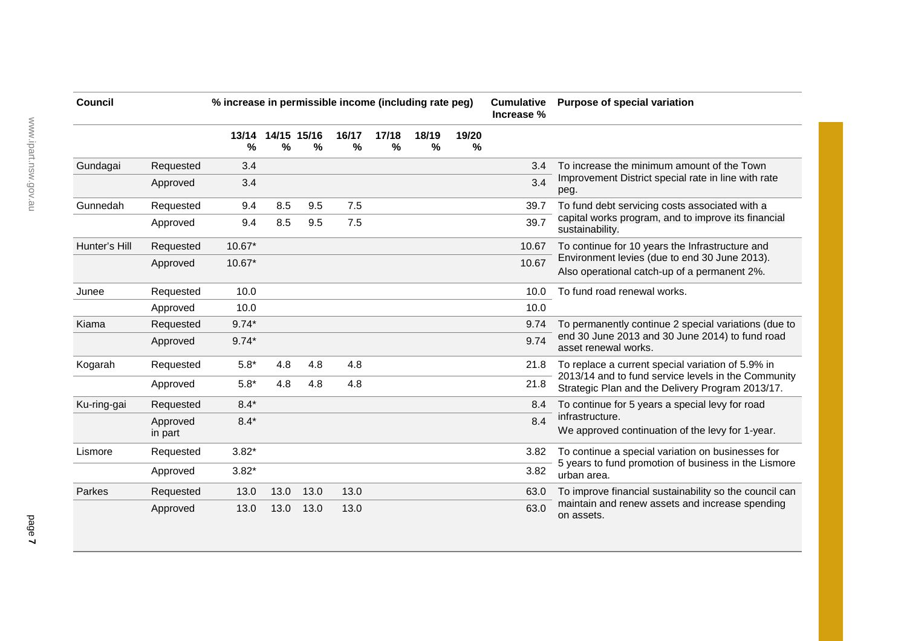| Council | | % increase in permissible income (including rate peg) | | | | | | | Cumulative Increase % | Purpose of special variation |
|---|---|---|---|---|---|---|---|---|---|---|
| | | 13/14 % | 14/15 % | 15/16 % | 16/17 % | 17/18 % | 18/19 % | 19/20 % | | |
| Gundagai | Requested | 3.4 | | | | | | | 3.4 | To increase the minimum amount of the Town Improvement District special rate in line with rate peg. |
| | Approved | 3.4 | | | | | | | 3.4 | |
| Gunnedah | Requested | 9.4 | 8.5 | 9.5 | 7.5 | | | | 39.7 | To fund debt servicing costs associated with a capital works program, and to improve its financial sustainability. |
| | Approved | 9.4 | 8.5 | 9.5 | 7.5 | | | | 39.7 | |
| Hunter's Hill | Requested | 10.67* | | | | | | | 10.67 | To continue for 10 years the Infrastructure and Environment levies (due to end 30 June 2013). Also operational catch-up of a permanent 2%. |
| | Approved | 10.67* | | | | | | | 10.67 | |
| Junee | Requested | 10.0 | | | | | | | 10.0 | To fund road renewal works. |
| | Approved | 10.0 | | | | | | | 10.0 | |
| Kiama | Requested | 9.74* | | | | | | | 9.74 | To permanently continue 2 special variations (due to end 30 June 2013 and 30 June 2014) to fund road asset renewal works. |
| | Approved | 9.74* | | | | | | | 9.74 | |
| Kogarah | Requested | 5.8* | 4.8 | 4.8 | 4.8 | | | | 21.8 | To replace a current special variation of 5.9% in 2013/14 and to fund service levels in the Community Strategic Plan and the Delivery Program 2013/17. |
| | Approved | 5.8* | 4.8 | 4.8 | 4.8 | | | | 21.8 | |
| Ku-ring-gai | Requested | 8.4* | | | | | | | 8.4 | To continue for 5 years a special levy for road infrastructure. We approved continuation of the levy for 1-year. |
| | Approved in part | 8.4* | | | | | | | 8.4 | |
| Lismore | Requested | 3.82* | | | | | | | 3.82 | To continue a special variation on businesses for 5 years to fund promotion of business in the Lismore urban area. |
| | Approved | 3.82* | | | | | | | 3.82 | |
| Parkes | Requested | 13.0 | 13.0 | 13.0 | 13.0 | | | | 63.0 | To improve financial sustainability so the council can maintain and renew assets and increase spending on assets. |
| | Approved | 13.0 | 13.0 | 13.0 | 13.0 | | | | 63.0 | |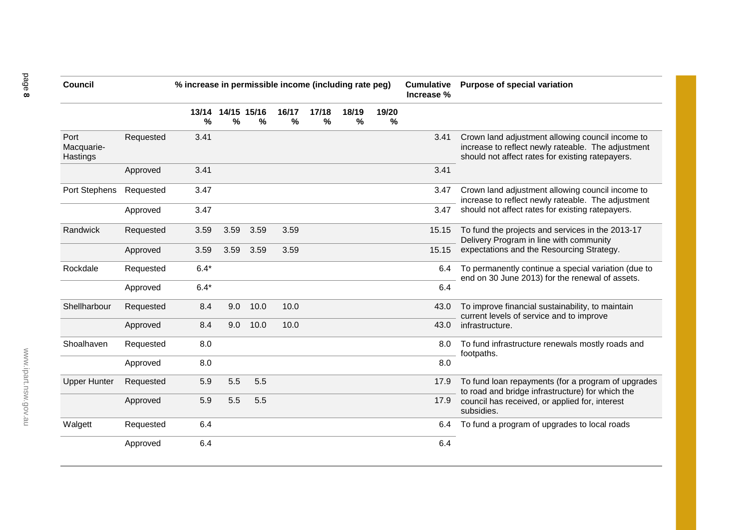| Council | | % increase in permissible income (including rate peg) | | | | | | | Cumulative Increase % | Purpose of special variation |
|---|---|---|---|---|---|---|---|---|---|---|
| | | 13/14 % | 14/15 % | 15/16 % | 16/17 % | 17/18 % | 18/19 % | 19/20 % | | |
| Port Macquarie-Hastings | Requested | 3.41 | | | | | | | 3.41 | Crown land adjustment allowing council income to increase to reflect newly rateable. The adjustment should not affect rates for existing ratepayers. |
| | Approved | 3.41 | | | | | | | 3.41 | |
| Port Stephens | Requested | 3.47 | | | | | | | 3.47 | Crown land adjustment allowing council income to increase to reflect newly rateable. The adjustment should not affect rates for existing ratepayers. |
| | Approved | 3.47 | | | | | | | 3.47 | |
| Randwick | Requested | 3.59 | 3.59 | 3.59 | 3.59 | | | | 15.15 | To fund the projects and services in the 2013-17 Delivery Program in line with community expectations and the Resourcing Strategy. |
| | Approved | 3.59 | 3.59 | 3.59 | 3.59 | | | | 15.15 | |
| Rockdale | Requested | 6.4* | | | | | | | 6.4 | To permanently continue a special variation (due to end on 30 June 2013) for the renewal of assets. |
| | Approved | 6.4* | | | | | | | 6.4 | |
| Shellharbour | Requested | 8.4 | 9.0 | 10.0 | 10.0 | | | | 43.0 | To improve financial sustainability, to maintain current levels of service and to improve infrastructure. |
| | Approved | 8.4 | 9.0 | 10.0 | 10.0 | | | | 43.0 | |
| Shoalhaven | Requested | 8.0 | | | | | | | 8.0 | To fund infrastructure renewals mostly roads and footpaths. |
| | Approved | 8.0 | | | | | | | 8.0 | |
| Upper Hunter | Requested | 5.9 | 5.5 | 5.5 | | | | | 17.9 | To fund loan repayments (for a program of upgrades to road and bridge infrastructure) for which the council has received, or applied for, interest subsidies. |
| | Approved | 5.9 | 5.5 | 5.5 | | | | | 17.9 | |
| Walgett | Requested | 6.4 | | | | | | | 6.4 | To fund a program of upgrades to local roads |
| | Approved | 6.4 | | | | | | | 6.4 | |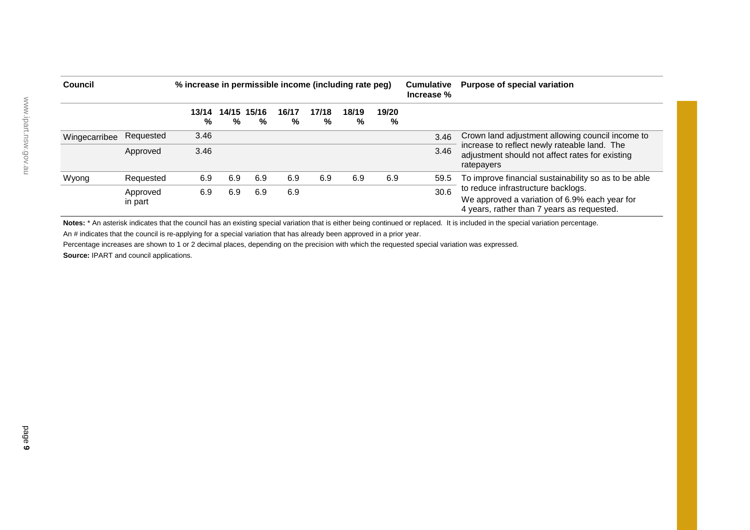| Council | | % increase in permissible income (including rate peg) | | | | | | | Cumulative Increase % | Purpose of special variation |
|---|---|---|---|---|---|---|---|---|---|---|
| | | 13/14 % | 14/15 % | 15/16 % | 16/17 % | 17/18 % | 18/19 % | 19/20 % | | |
| Wingecarribee | Requested | 3.46 | | | | | | | 3.46 | Crown land adjustment allowing council income to increase to reflect newly rateable land. The adjustment should not affect rates for existing ratepayers |
| | Approved | 3.46 | | | | | | | 3.46 | |
| Wyong | Requested | 6.9 | 6.9 | 6.9 | 6.9 | 6.9 | 6.9 | 6.9 | 59.5 | To improve financial sustainability so as to be able to reduce infrastructure backlogs. |
| | Approved in part | 6.9 | 6.9 | 6.9 | 6.9 | | | | 30.6 | We approved a variation of 6.9% each year for 4 years, rather than 7 years as requested. |

**Notes:** * An asterisk indicates that the council has an existing special variation that is either being continued or replaced. It is included in the special variation percentage.

An # indicates that the council is re-applying for a special variation that has already been approved in a prior year.

Percentage increases are shown to 1 or 2 decimal places, depending on the precision with which the requested special variation was expressed.

**Source:** IPART and council applications.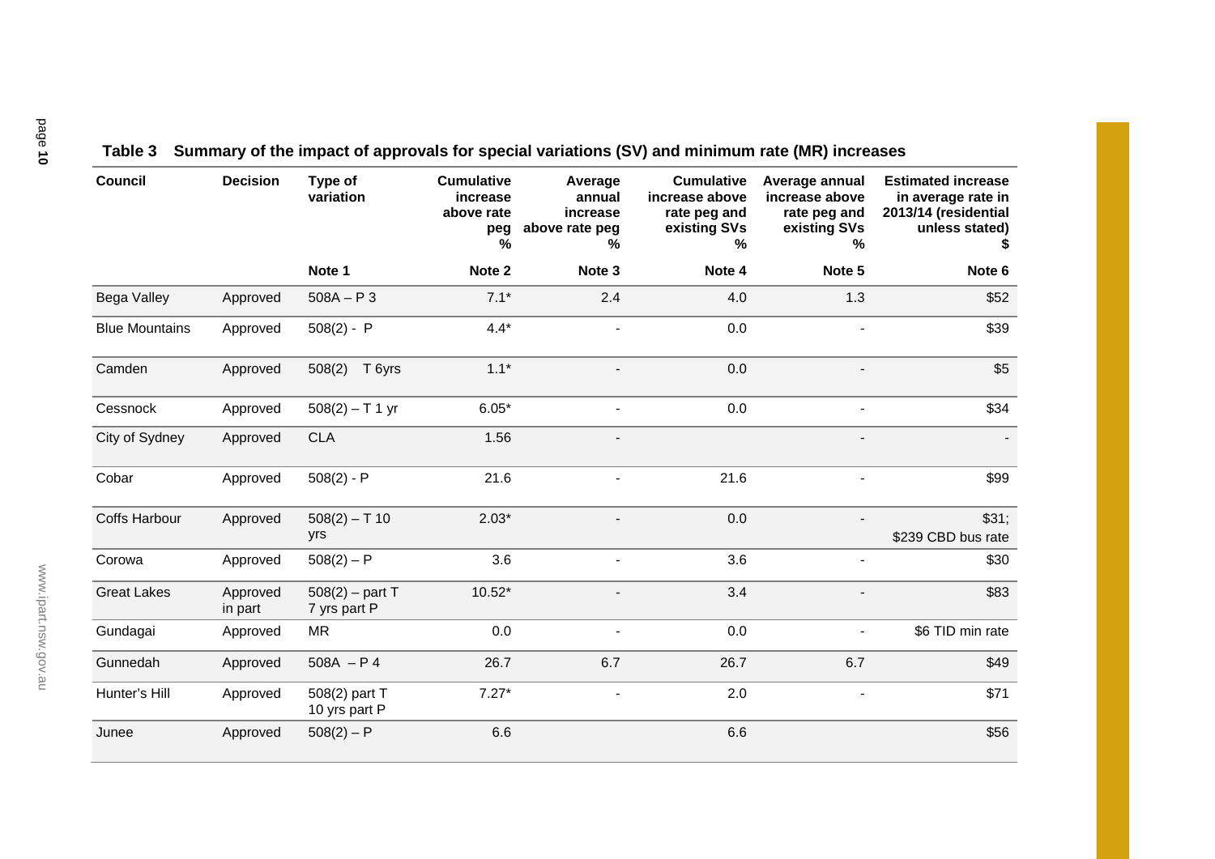**Table 3 Summary of the impact of approvals for special variations (SV) and minimum rate (MR) increases**

| Council | Decision | Type of variation | Cumulative increase above rate peg % | Average annual increase above rate peg % | Cumulative increase above rate peg and existing SVs % | Average annual increase above rate peg and existing SVs % | Estimated increase in average rate in 2013/14 (residential unless stated) $ |
|---|---|---|---|---|---|---|---|
| | | Note 1 | Note 2 | Note 3 | Note 4 | Note 5 | Note 6 |
| Bega Valley | Approved | 508A – P 3 | 7.1* | 2.4 | 4.0 | 1.3 | $52 |
| Blue Mountains | Approved | 508(2) - P | 4.4* | - | 0.0 | - | $39 |
| Camden | Approved | 508(2) T 6yrs | 1.1* | - | 0.0 | - | $5 |
| Cessnock | Approved | 508(2) – T 1 yr | 6.05* | - | 0.0 | - | $34 |
| City of Sydney | Approved | CLA | 1.56 | - | | - | - |
| Cobar | Approved | 508(2) - P | 21.6 | - | 21.6 | - | $99 |
| Coffs Harbour | Approved | 508(2) – T 10 yrs | 2.03* | - | 0.0 | - | $31; $239 CBD bus rate |
| Corowa | Approved | 508(2) – P | 3.6 | - | 3.6 | - | $30 |
| Great Lakes | Approved in part | 508(2) – part T 7 yrs part P | 10.52* | - | 3.4 | - | $83 |
| Gundagai | Approved | MR | 0.0 | - | 0.0 | - | $6 TID min rate |
| Gunnedah | Approved | 508A – P 4 | 26.7 | 6.7 | 26.7 | 6.7 | $49 |
| Hunter's Hill | Approved | 508(2) part T 10 yrs part P | 7.27* | - | 2.0 | - | $71 |
| Junee | Approved | 508(2) – P | 6.6 | | 6.6 | | $56 |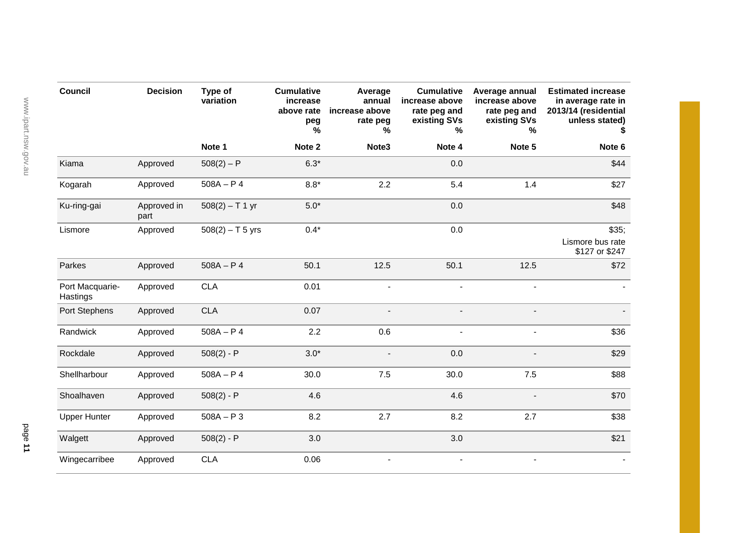| Council | Decision | Type of variation | Cumulative increase above rate peg % | Average annual increase above rate peg % | Cumulative increase above rate peg and existing SVs % | Average annual increase above rate peg and existing SVs % | Estimated increase in average rate in 2013/14 (residential unless stated) $ |
|---|---|---|---|---|---|---|---|
| | | Note 1 | Note 2 | Note3 | Note 4 | Note 5 | Note 6 |
| Kiama | Approved | 508(2) – P | 6.3* | | 0.0 | | $44 |
| Kogarah | Approved | 508A – P 4 | 8.8* | 2.2 | 5.4 | 1.4 | $27 |
| Ku-ring-gai | Approved in part | 508(2) – T 1 yr | 5.0* | | 0.0 | | $48 |
| Lismore | Approved | 508(2) – T 5 yrs | 0.4* | | 0.0 | | $35; Lismore bus rate $127 or $247 |
| Parkes | Approved | 508A – P 4 | 50.1 | 12.5 | 50.1 | 12.5 | $72 |
| Port Macquarie-Hastings | Approved | CLA | 0.01 | - | - | - | - |
| Port Stephens | Approved | CLA | 0.07 | - | - | - | - |
| Randwick | Approved | 508A – P 4 | 2.2 | 0.6 | - | - | $36 |
| Rockdale | Approved | 508(2) - P | 3.0* | - | 0.0 | - | $29 |
| Shellharbour | Approved | 508A – P 4 | 30.0 | 7.5 | 30.0 | 7.5 | $88 |
| Shoalhaven | Approved | 508(2) - P | 4.6 | | 4.6 | - | $70 |
| Upper Hunter | Approved | 508A – P 3 | 8.2 | 2.7 | 8.2 | 2.7 | $38 |
| Walgett | Approved | 508(2) - P | 3.0 | | 3.0 | | $21 |
| Wingecarribee | Approved | CLA | 0.06 | - | - | - | - |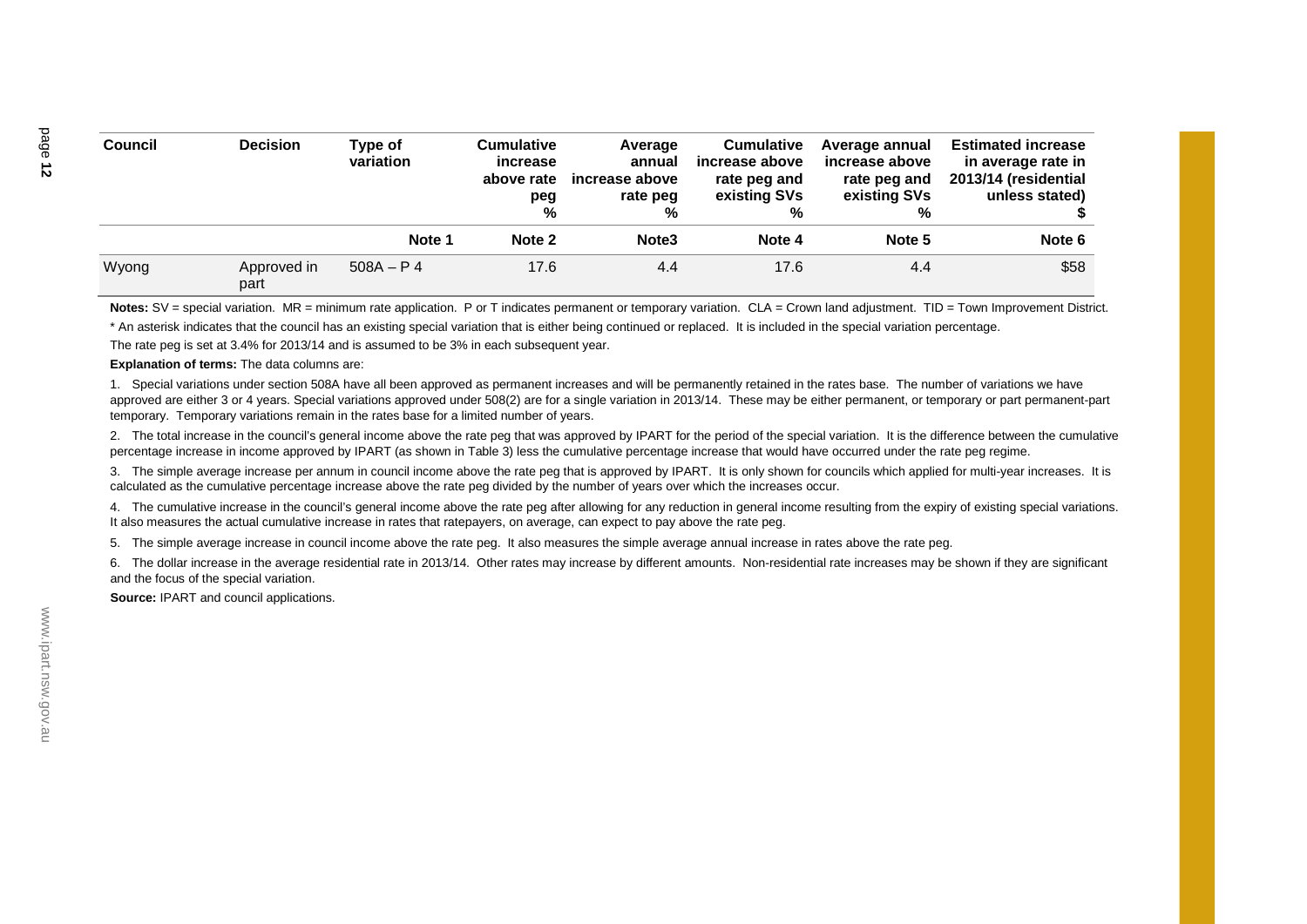| Council | Decision | Type of variation | Cumulative increase above rate peg % | Average annual increase above rate peg % | Cumulative increase above rate peg and existing SVs % | Average annual increase above rate peg and existing SVs % | Estimated increase in average rate in 2013/14 (residential unless stated) $ |
|---|---|---|---|---|---|---|---|
| | | Note 1 | Note 2 | Note3 | Note 4 | Note 5 | Note 6 |
| Wyong | Approved in part | 508A – P 4 | 17.6 | 4.4 | 17.6 | 4.4 | $58 |

**Notes:** SV = special variation. MR = minimum rate application. P or T indicates permanent or temporary variation. CLA = Crown land adjustment. TID = Town Improvement District.

* An asterisk indicates that the council has an existing special variation that is either being continued or replaced. It is included in the special variation percentage.

The rate peg is set at 3.4% for 2013/14 and is assumed to be 3% in each subsequent year.

**Explanation of terms:** The data columns are:

1. Special variations under section 508A have all been approved as permanent increases and will be permanently retained in the rates base. The number of variations we have approved are either 3 or 4 years. Special variations approved under 508(2) are for a single variation in 2013/14. These may be either permanent, or temporary or part permanent-part temporary. Temporary variations remain in the rates base for a limited number of years.

2. The total increase in the council's general income above the rate peg that was approved by IPART for the period of the special variation. It is the difference between the cumulative percentage increase in income approved by IPART (as shown in Table 3) less the cumulative percentage increase that would have occurred under the rate peg regime.

3. The simple average increase per annum in council income above the rate peg that is approved by IPART. It is only shown for councils which applied for multi-year increases. It is calculated as the cumulative percentage increase above the rate peg divided by the number of years over which the increases occur.

4. The cumulative increase in the council's general income above the rate peg after allowing for any reduction in general income resulting from the expiry of existing special variations. It also measures the actual cumulative increase in rates that ratepayers, on average, can expect to pay above the rate peg.

5. The simple average increase in council income above the rate peg. It also measures the simple average annual increase in rates above the rate peg.

6. The dollar increase in the average residential rate in 2013/14. Other rates may increase by different amounts. Non-residential rate increases may be shown if they are significant and the focus of the special variation.

**Source:** IPART and council applications.